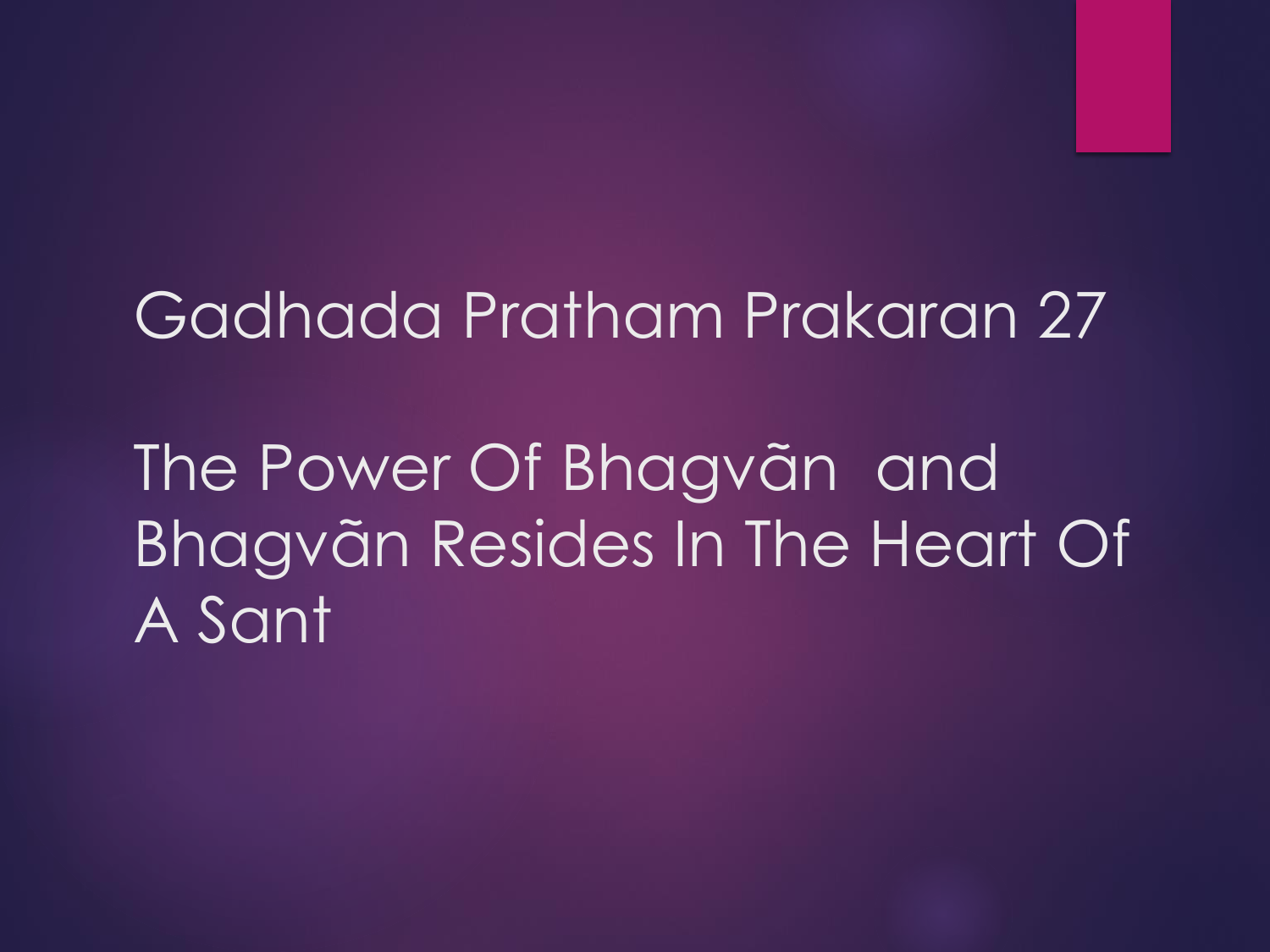# Gadhada Pratham Prakaran 27

## The Power Of Bhagvãn and Bhagvãn Resides In The Heart Of A Sant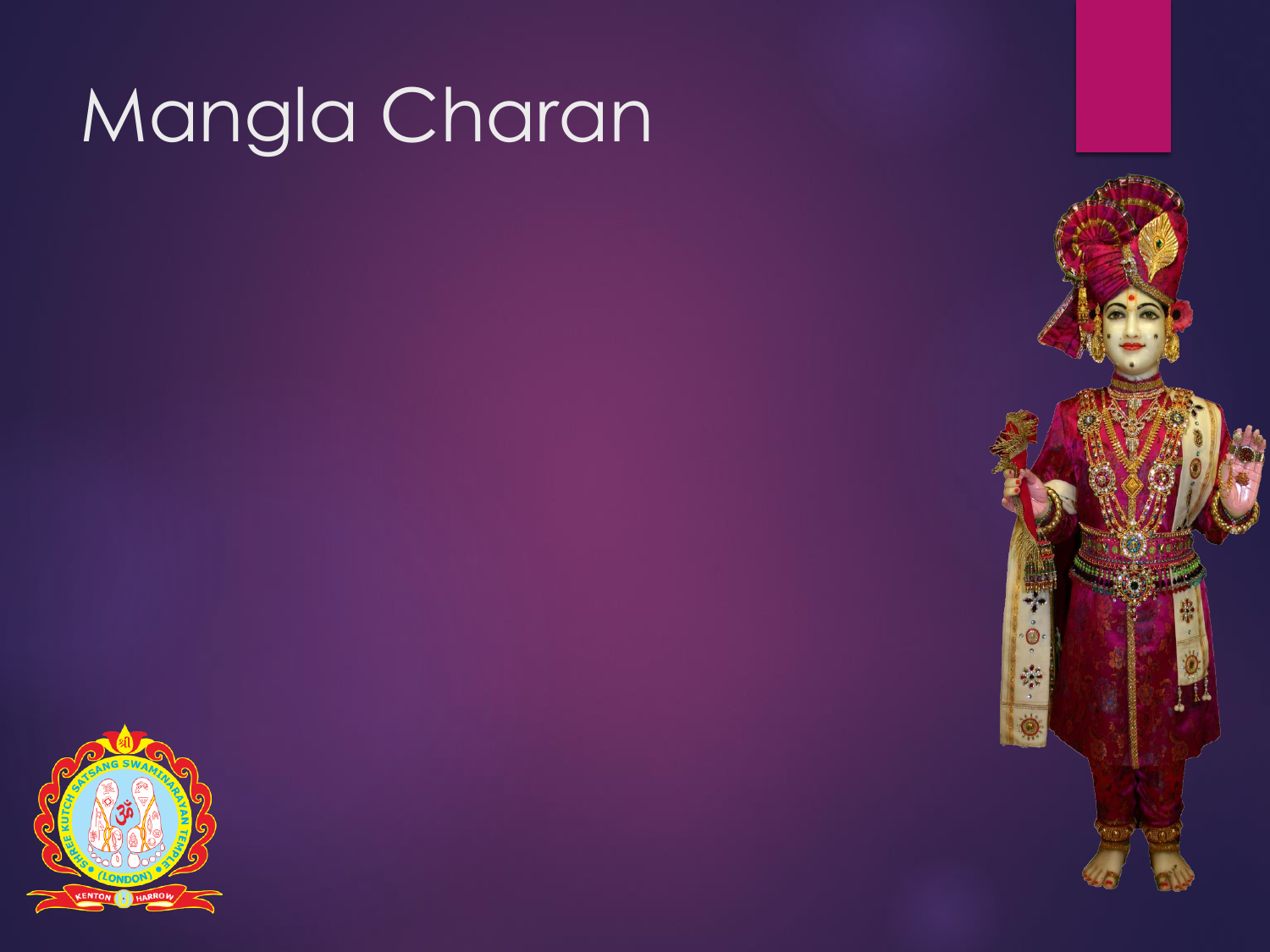# Mangla Charan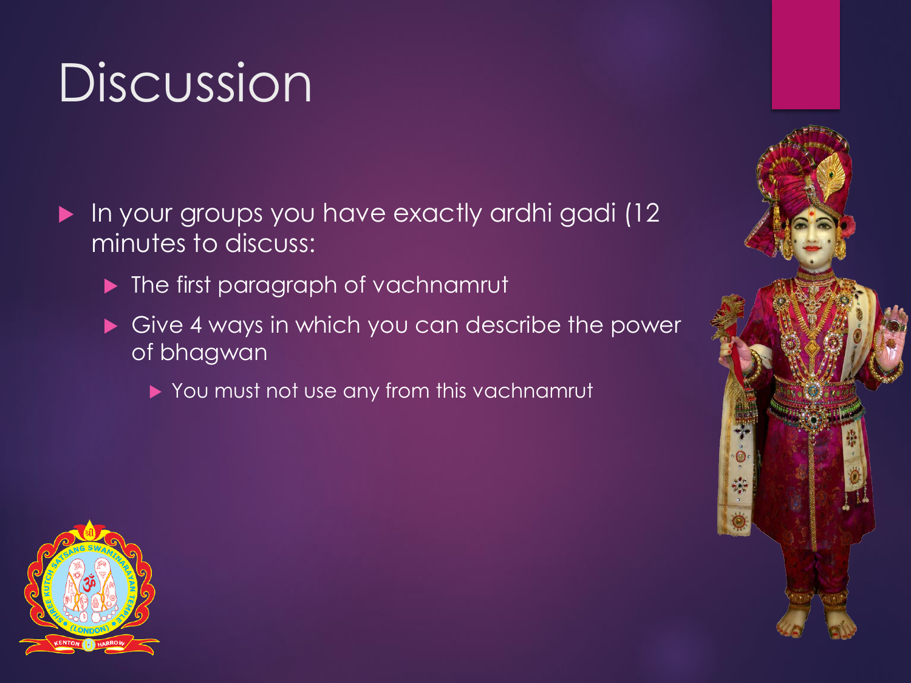# Discussion

- In your groups you have exactly ardhi gadi (12 minutes to discuss:
  - The first paragraph of vachnamrut
  - Give 4 ways in which you can describe the power of bhagwan
    - You must not use any from this vachnamrut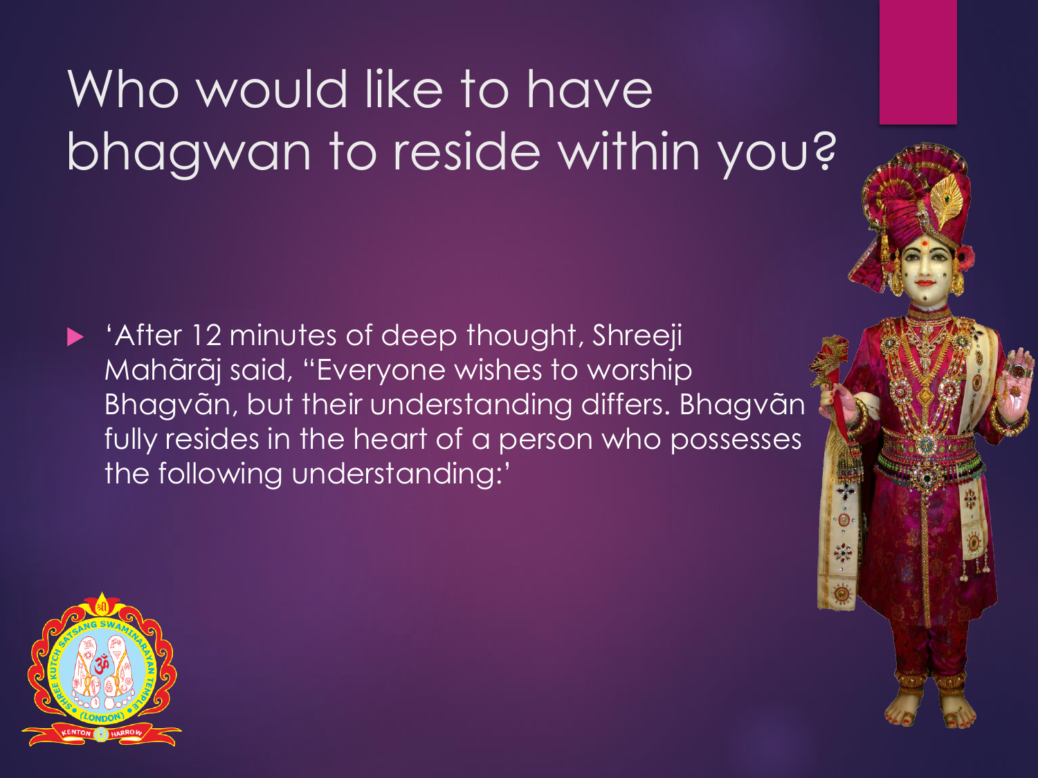# Who would like to have bhagwan to reside within you?

- ‘After 12 minutes of deep thought, Shreeji Mahãrãj said, “Everyone wishes to worship Bhagvãn, but their understanding differs. Bhagvãn fully resides in the heart of a person who possesses the following understanding:’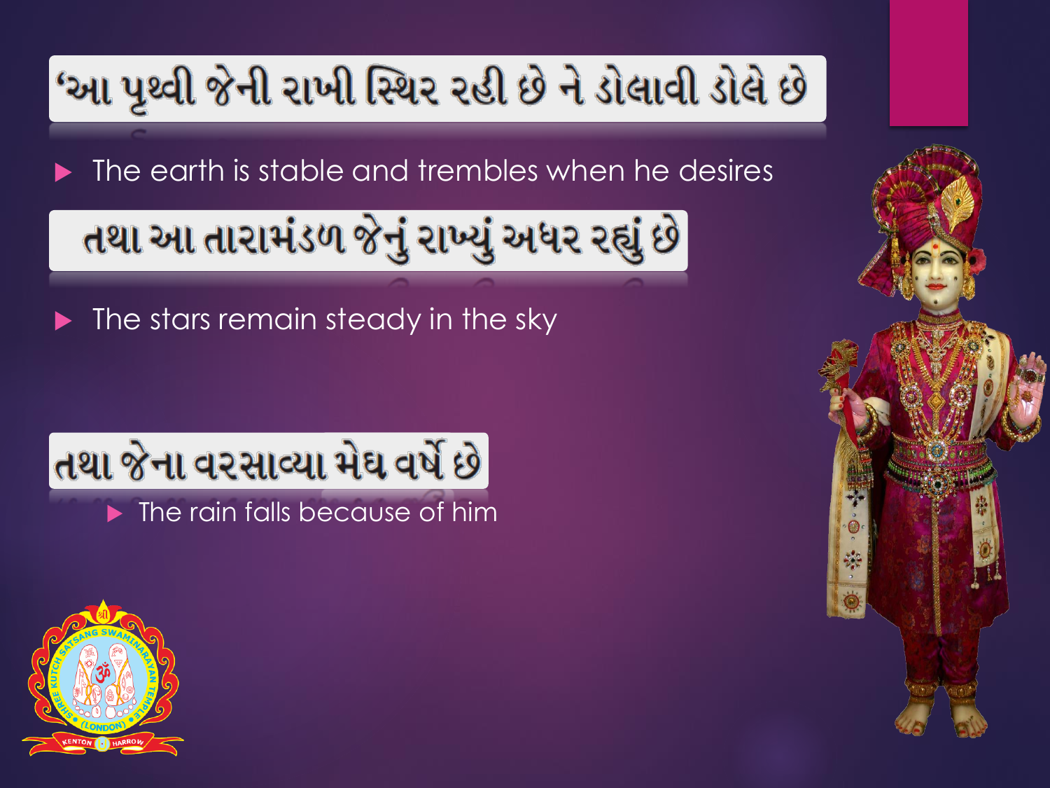‘આ પૃથ્વી જેની રાખી સ્થિર રહી છે ને ડોલાવી ડોલે છે

- The earth is stable and trembles when he desires

તથા આ તારામંડળ જેનું રાખ્યું અધર રહ્યું છે

- The stars remain steady in the sky

તથા જેના વરસાવ્યા મેઘ વર્ષે છે

- The rain falls because of him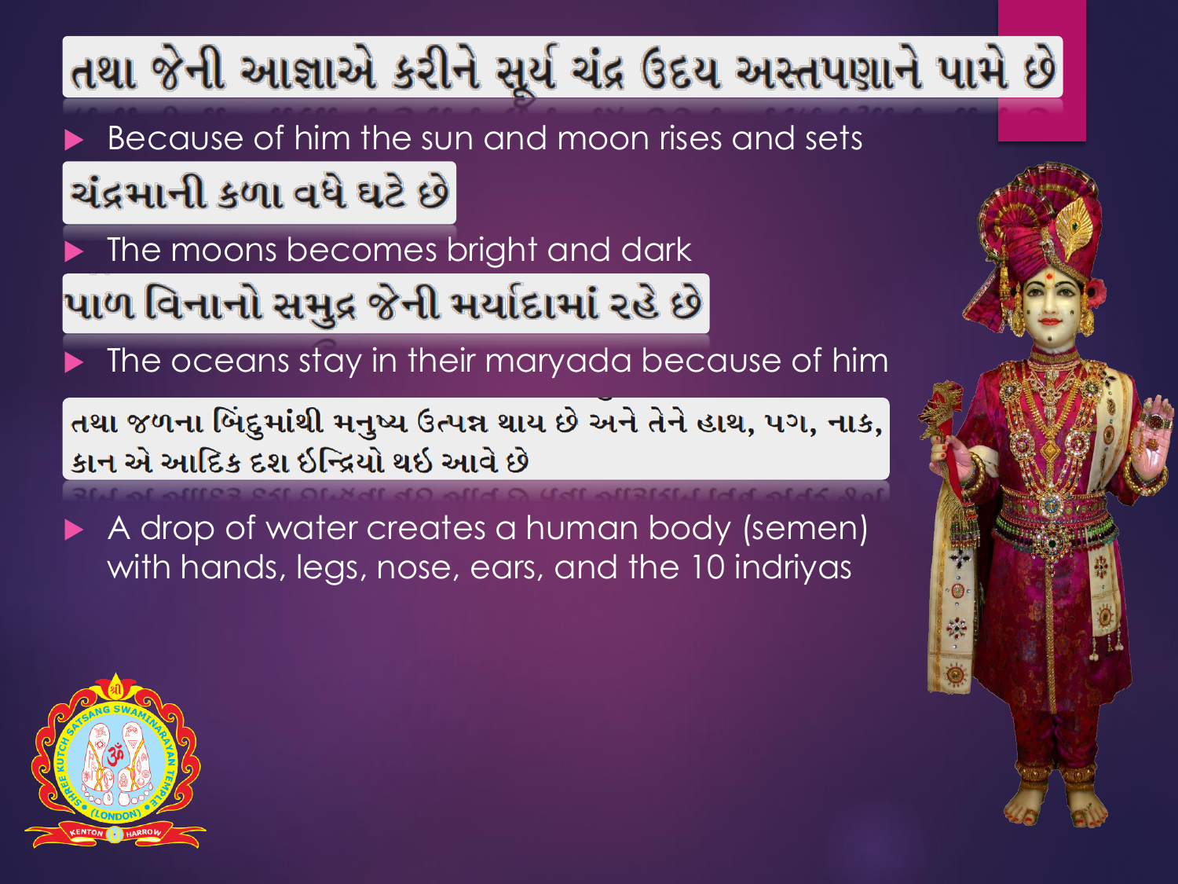તથા જેની આજ્ઞાએ કરીને સૂર્ય ચંદ્ર ઉદય અસ્તપણાને પામે છે

- Because of him the sun and moon rises and sets

ચંદ્રમાની કળા વધે ઘટે છે

- The moons becomes bright and dark

પાળ વિનાનો સમુદ્ર જેની મર્યાદામાં રહે છે

- The oceans stay in their maryada because of him

તથા જળના બિંદુમાંથી મનુષ્ય ઉત્પન્ન થાય છે અને તેને હાથ, પગ, નાક, કાન એ આદિક દશ ઈન્દ્રિયો થઈ આવે છે

- A drop of water creates a human body (semen) with hands, legs, nose, ears, and the 10 indriyas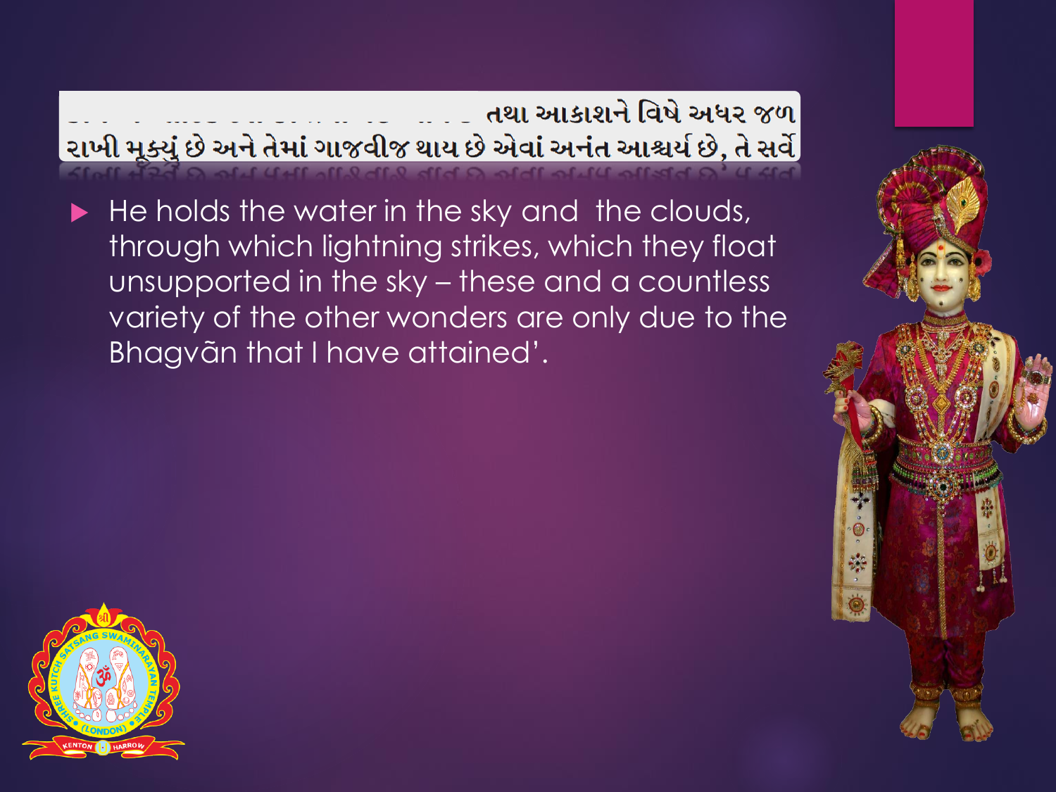તથા આકાશને વિષે અધર જળ રાખી મૂક્યું છે અને તેમાં ગાજવીજ થાય છે એવાં અનંત આશ્ચર્ય છે, તે સર્વે

- He holds the water in the sky and the clouds, through which lightning strikes, which they float unsupported in the sky – these and a countless variety of the other wonders are only due to the Bhagvãn that I have attained'.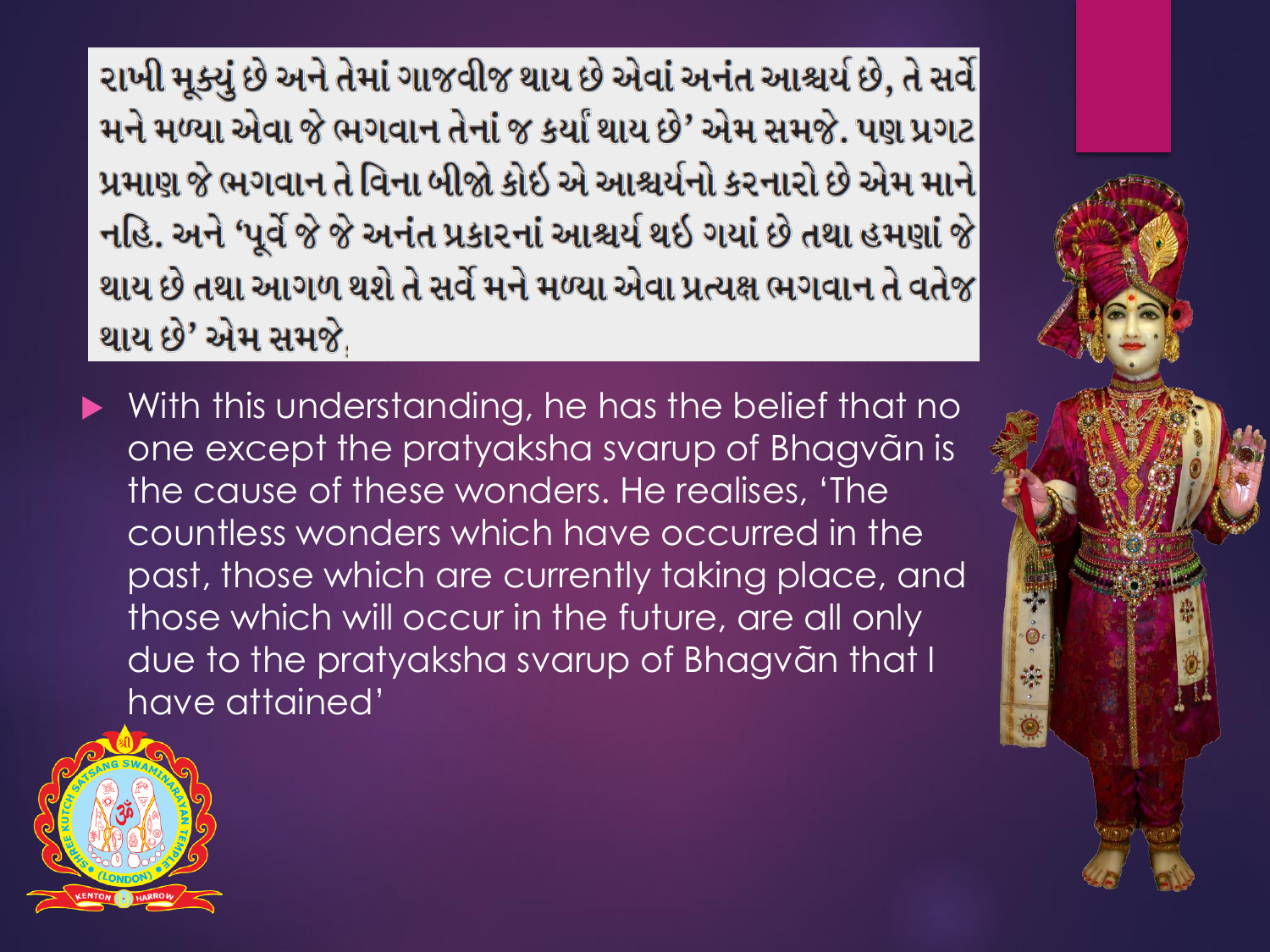રાખી મૂક્યું છે અને તેમાં ગાજવીજ થાય છે એવાં અનંત આશ્ચર્ય છે, તે સર્વે મને મળ્યા એવા જે ભગવાન તેનાં જ કર્યાં થાય છે' એમ સમજે. પણ પ્રગટ પ્રમાણ જે ભગવાન તે વિના બીજો કોઈ એ આશ્ચર્યનો કરનારો છે એમ માને નહિ. અને 'પૂર્વે જે જે અનંત પ્રકારનાં આશ્ચર્ય થઈ ગયાં છે તથા હમણાં જે થાય છે તથા આગળ થશે તે સર્વે મને મળ્યા એવા પ્રત્યક્ષ ભગવાન તે વતે જ થાય છે' એમ સમજે.

- With this understanding, he has the belief that no one except the pratyaksha svarup of Bhagvãn is the cause of these wonders. He realises, 'The countless wonders which have occurred in the past, those which are currently taking place, and those which will occur in the future, are all only due to the pratyaksha svarup of Bhagvãn that I have attained'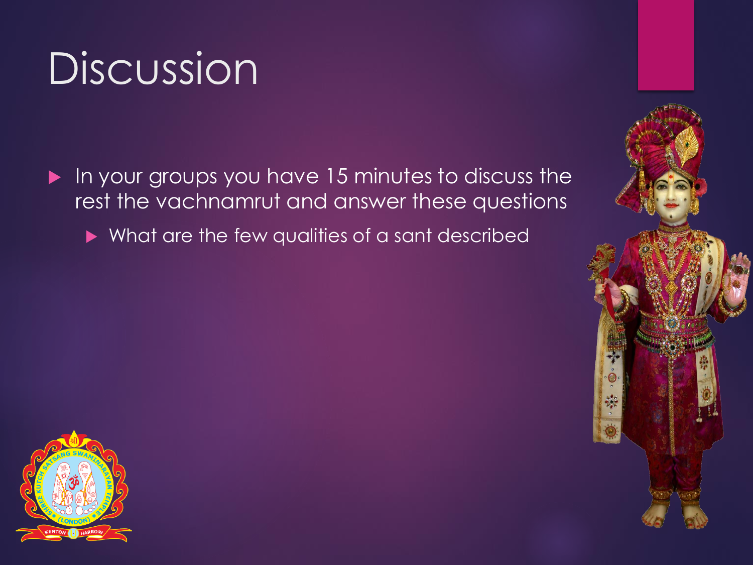# Discussion

- In your groups you have 15 minutes to discuss the rest the vachnamrut and answer these questions
  - What are the few qualities of a sant described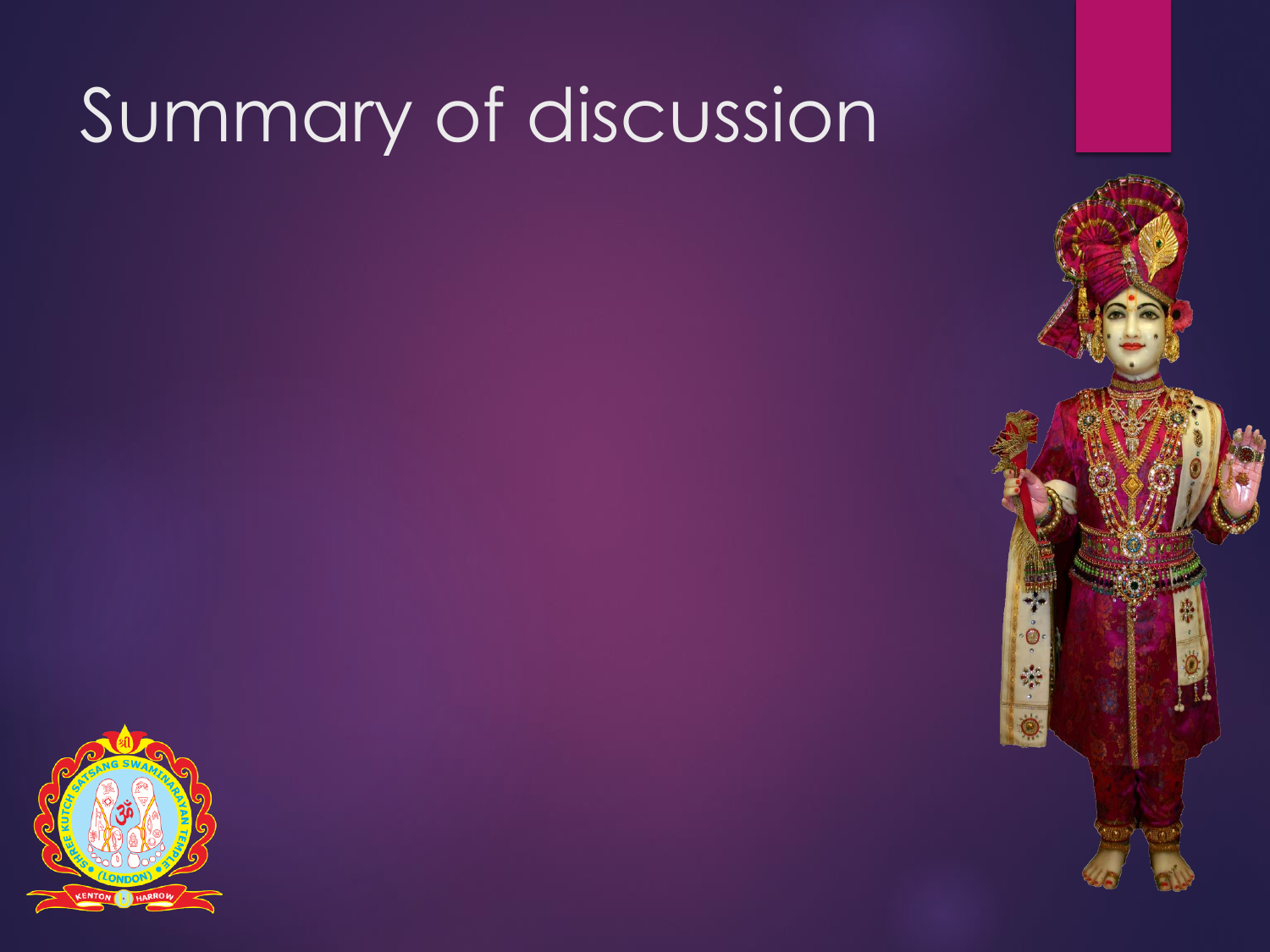# Summary of discussion